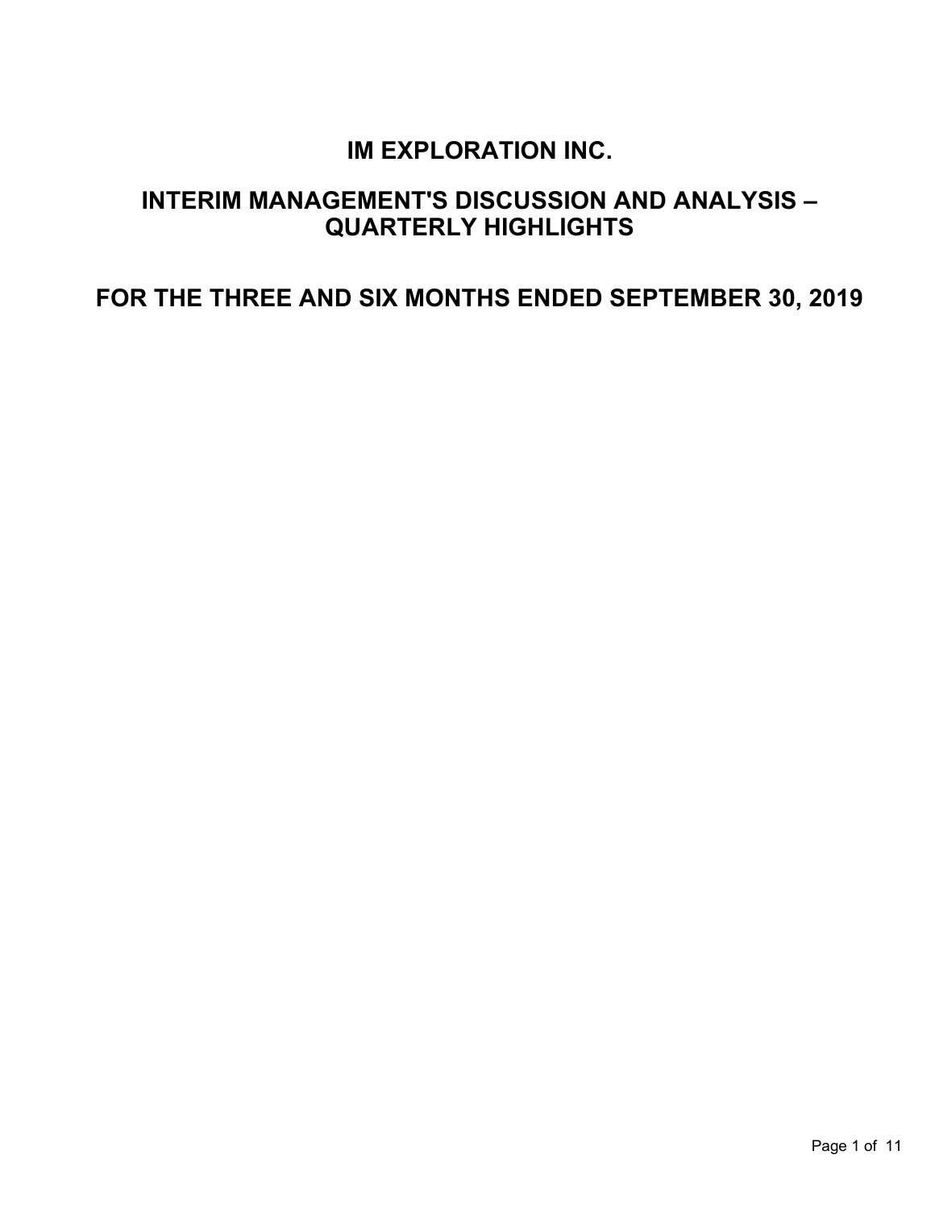# IM EXPLORATION INC.

# INTERIM MANAGEMENT'S DISCUSSION AND ANALYSIS – QUARTERLY HIGHLIGHTS

# FOR THE THREE AND SIX MONTHS ENDED SEPTEMBER 30, 2019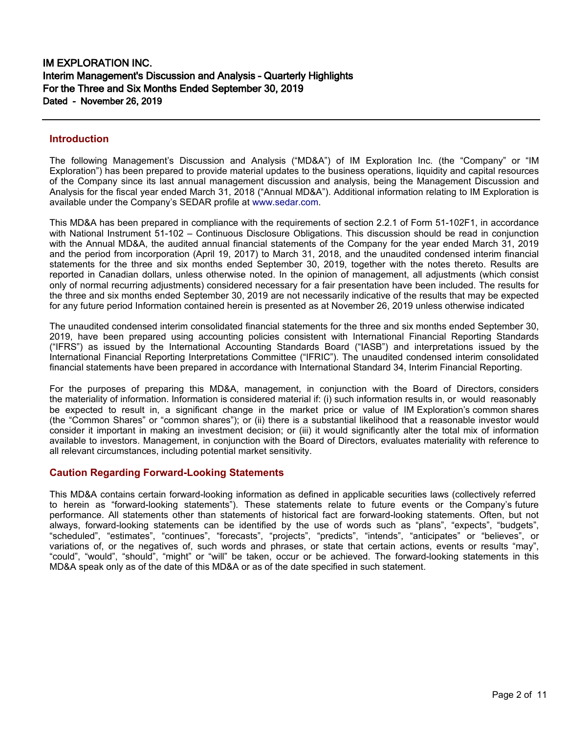# IM EXPLORATION INC.
## Interim Management's Discussion and Analysis - Quarterly Highlights
## For the Three and Six Months Ended September 30, 2019
**Dated - November 26, 2019**

---

### Introduction

The following Management's Discussion and Analysis ("MD&A") of IM Exploration Inc. (the "Company" or "IM Exploration") has been prepared to provide material updates to the business operations, liquidity and capital resources of the Company since its last annual management discussion and analysis, being the Management Discussion and Analysis for the fiscal year ended March 31, 2018 ("Annual MD&A"). Additional information relating to IM Exploration is available under the Company's SEDAR profile at www.sedar.com.

This MD&A has been prepared in compliance with the requirements of section 2.2.1 of Form 51-102F1, in accordance with National Instrument 51-102 – Continuous Disclosure Obligations. This discussion should be read in conjunction with the Annual MD&A, the audited annual financial statements of the Company for the year ended March 31, 2019 and the period from incorporation (April 19, 2017) to March 31, 2018, and the unaudited condensed interim financial statements for the three and six months ended September 30, 2019, together with the notes thereto. Results are reported in Canadian dollars, unless otherwise noted. In the opinion of management, all adjustments (which consist only of normal recurring adjustments) considered necessary for a fair presentation have been included. The results for the three and six months ended September 30, 2019 are not necessarily indicative of the results that may be expected for any future period Information contained herein is presented as at November 26, 2019 unless otherwise indicated

The unaudited condensed interim consolidated financial statements for the three and six months ended September 30, 2019, have been prepared using accounting policies consistent with International Financial Reporting Standards ("IFRS") as issued by the International Accounting Standards Board ("IASB") and interpretations issued by the International Financial Reporting Interpretations Committee ("IFRIC"). The unaudited condensed interim consolidated financial statements have been prepared in accordance with International Standard 34, Interim Financial Reporting.

For the purposes of preparing this MD&A, management, in conjunction with the Board of Directors, considers the materiality of information. Information is considered material if: (i) such information results in, or would reasonably be expected to result in, a significant change in the market price or value of IM Exploration's common shares (the "Common Shares" or "common shares"); or (ii) there is a substantial likelihood that a reasonable investor would consider it important in making an investment decision; or (iii) it would significantly alter the total mix of information available to investors. Management, in conjunction with the Board of Directors, evaluates materiality with reference to all relevant circumstances, including potential market sensitivity.

### Caution Regarding Forward-Looking Statements

This MD&A contains certain forward-looking information as defined in applicable securities laws (collectively referred to herein as "forward-looking statements"). These statements relate to future events or the Company's future performance. All statements other than statements of historical fact are forward-looking statements. Often, but not always, forward-looking statements can be identified by the use of words such as "plans", "expects", "budgets", "scheduled", "estimates", "continues", "forecasts", "projects", "predicts", "intends", "anticipates" or "believes", or variations of, or the negatives of, such words and phrases, or state that certain actions, events or results "may", "could", "would", "should", "might" or "will" be taken, occur or be achieved. The forward-looking statements in this MD&A speak only as of the date of this MD&A or as of the date specified in such statement.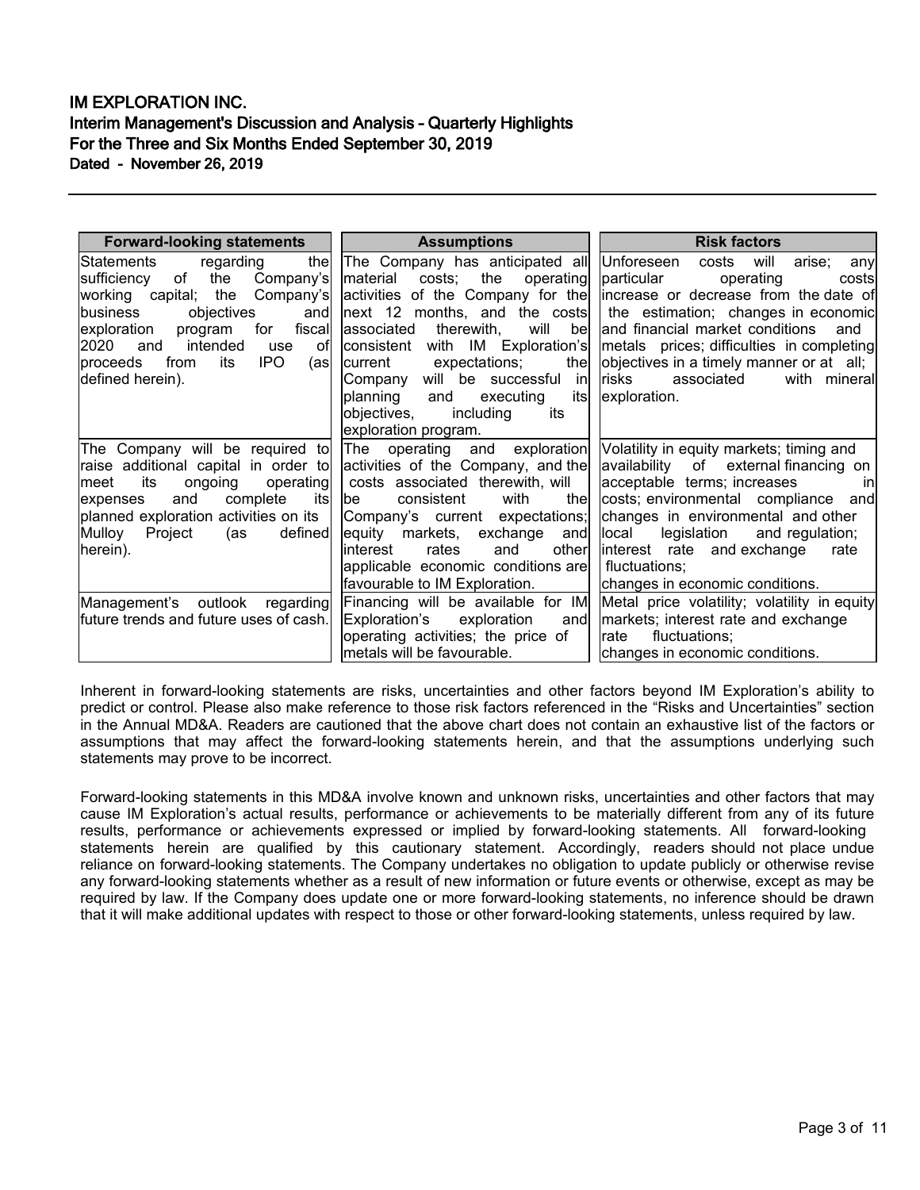| Forward-looking statements | Assumptions | Risk factors |
| --- | --- | --- |
| Statements regarding the sufficiency of the Company's working capital; the Company's business objectives and exploration program for fiscal 2020 and intended use of proceeds from its IPO (as defined herein). | The Company has anticipated all material costs; the operating activities of the Company for the next 12 months, and the costs associated therewith, will be consistent with IM Exploration's current expectations; the Company will be successful in planning and executing its objectives, including its exploration program. | Unforeseen costs will arise; any particular operating costs increase or decrease from the date of the estimation; changes in economic and financial market conditions and metals prices; difficulties in completing objectives in a timely manner or at all; risks associated with mineral exploration. |
| The Company will be required to raise additional capital in order to meet its ongoing operating expenses and complete its planned exploration activities on its Mulloy Project (as defined herein). | The operating and exploration activities of the Company, and the costs associated therewith, will be consistent with the Company's current expectations; equity markets, exchange and interest rates and other applicable economic conditions are favourable to IM Exploration. | Volatility in equity markets; timing and availability of external financing on acceptable terms; increases in costs; environmental compliance and changes in environmental and other local legislation and regulation; interest rate and exchange rate fluctuations; changes in economic conditions. |
| Management's outlook regarding future trends and future uses of cash. | Financing will be available for IM Exploration's exploration and operating activities; the price of metals will be favourable. | Metal price volatility; volatility in equity markets; interest rate and exchange rate fluctuations; changes in economic conditions. |

Inherent in forward-looking statements are risks, uncertainties and other factors beyond IM Exploration's ability to predict or control. Please also make reference to those risk factors referenced in the "Risks and Uncertainties" section in the Annual MD&A. Readers are cautioned that the above chart does not contain an exhaustive list of the factors or assumptions that may affect the forward-looking statements herein, and that the assumptions underlying such statements may prove to be incorrect.

Forward-looking statements in this MD&A involve known and unknown risks, uncertainties and other factors that may cause IM Exploration's actual results, performance or achievements to be materially different from any of its future results, performance or achievements expressed or implied by forward-looking statements. All forward-looking statements herein are qualified by this cautionary statement. Accordingly, readers should not place undue reliance on forward-looking statements. The Company undertakes no obligation to update publicly or otherwise revise any forward-looking statements whether as a result of new information or future events or otherwise, except as may be required by law. If the Company does update one or more forward-looking statements, no inference should be drawn that it will make additional updates with respect to those or other forward-looking statements, unless required by law.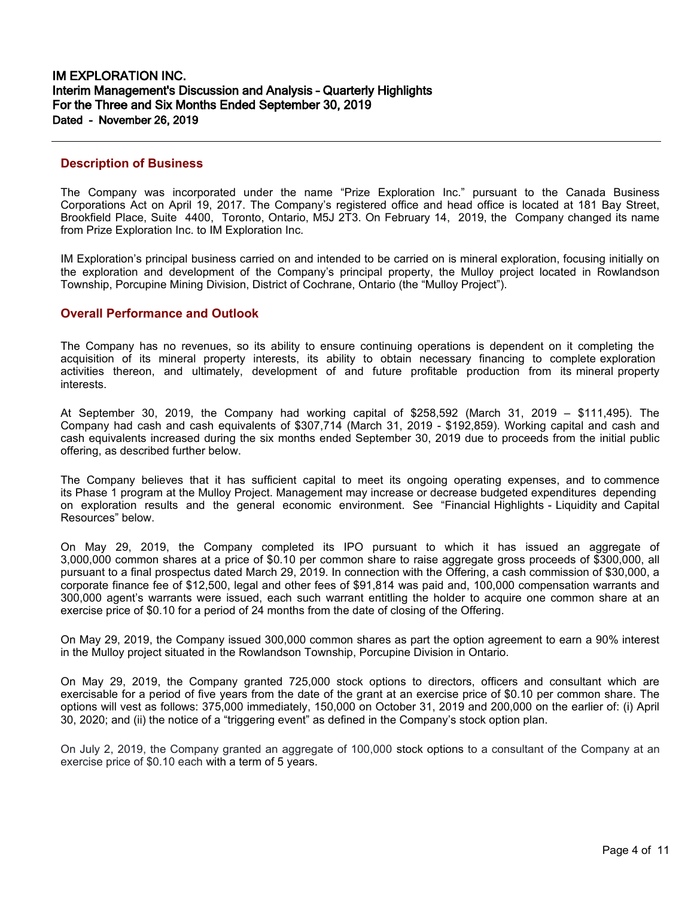# IM EXPLORATION INC.

## Interim Management's Discussion and Analysis – Quarterly Highlights

## For the Three and Six Months Ended September 30, 2019

**Dated - November 26, 2019**

---

### Description of Business

The Company was incorporated under the name "Prize Exploration Inc." pursuant to the Canada Business Corporations Act on April 19, 2017. The Company's registered office and head office is located at 181 Bay Street, Brookfield Place, Suite 4400, Toronto, Ontario, M5J 2T3. On February 14, 2019, the Company changed its name from Prize Exploration Inc. to IM Exploration Inc.

IM Exploration's principal business carried on and intended to be carried on is mineral exploration, focusing initially on the exploration and development of the Company's principal property, the Mulloy project located in Rowlandson Township, Porcupine Mining Division, District of Cochrane, Ontario (the "Mulloy Project").

### Overall Performance and Outlook

The Company has no revenues, so its ability to ensure continuing operations is dependent on it completing the acquisition of its mineral property interests, its ability to obtain necessary financing to complete exploration activities thereon, and ultimately, development of and future profitable production from its mineral property interests.

At September 30, 2019, the Company had working capital of $258,592 (March 31, 2019 – $111,495). The Company had cash and cash equivalents of $307,714 (March 31, 2019 - $192,859). Working capital and cash and cash equivalents increased during the six months ended September 30, 2019 due to proceeds from the initial public offering, as described further below.

The Company believes that it has sufficient capital to meet its ongoing operating expenses, and to commence its Phase 1 program at the Mulloy Project. Management may increase or decrease budgeted expenditures depending on exploration results and the general economic environment. See "Financial Highlights - Liquidity and Capital Resources" below.

On May 29, 2019, the Company completed its IPO pursuant to which it has issued an aggregate of 3,000,000 common shares at a price of $0.10 per common share to raise aggregate gross proceeds of $300,000, all pursuant to a final prospectus dated March 29, 2019. In connection with the Offering, a cash commission of $30,000, a corporate finance fee of $12,500, legal and other fees of $91,814 was paid and, 100,000 compensation warrants and 300,000 agent's warrants were issued, each such warrant entitling the holder to acquire one common share at an exercise price of $0.10 for a period of 24 months from the date of closing of the Offering.

On May 29, 2019, the Company issued 300,000 common shares as part the option agreement to earn a 90% interest in the Mulloy project situated in the Rowlandson Township, Porcupine Division in Ontario.

On May 29, 2019, the Company granted 725,000 stock options to directors, officers and consultant which are exercisable for a period of five years from the date of the grant at an exercise price of $0.10 per common share. The options will vest as follows: 375,000 immediately, 150,000 on October 31, 2019 and 200,000 on the earlier of: (i) April 30, 2020; and (ii) the notice of a "triggering event" as defined in the Company's stock option plan.

On July 2, 2019, the Company granted an aggregate of 100,000 stock options to a consultant of the Company at an exercise price of $0.10 each with a term of 5 years.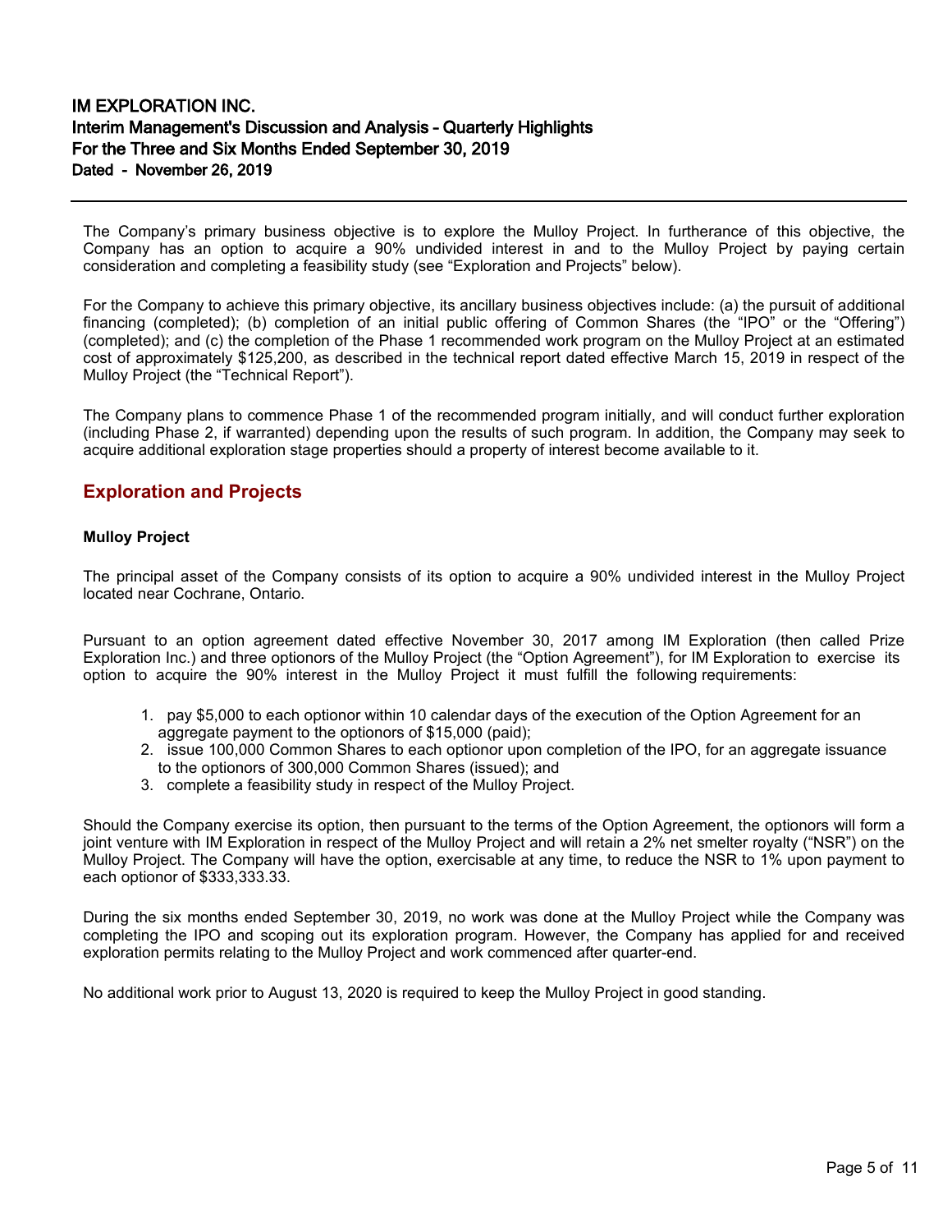The Company's primary business objective is to explore the Mulloy Project. In furtherance of this objective, the Company has an option to acquire a 90% undivided interest in and to the Mulloy Project by paying certain consideration and completing a feasibility study (see "Exploration and Projects" below).

For the Company to achieve this primary objective, its ancillary business objectives include: (a) the pursuit of additional financing (completed); (b) completion of an initial public offering of Common Shares (the "IPO" or the "Offering") (completed); and (c) the completion of the Phase 1 recommended work program on the Mulloy Project at an estimated cost of approximately $125,200, as described in the technical report dated effective March 15, 2019 in respect of the Mulloy Project (the "Technical Report").

The Company plans to commence Phase 1 of the recommended program initially, and will conduct further exploration (including Phase 2, if warranted) depending upon the results of such program. In addition, the Company may seek to acquire additional exploration stage properties should a property of interest become available to it.

## Exploration and Projects

**Mulloy Project**

The principal asset of the Company consists of its option to acquire a 90% undivided interest in the Mulloy Project located near Cochrane, Ontario.

Pursuant to an option agreement dated effective November 30, 2017 among IM Exploration (then called Prize Exploration Inc.) and three optionors of the Mulloy Project (the "Option Agreement"), for IM Exploration to exercise its option to acquire the 90% interest in the Mulloy Project it must fulfill the following requirements:

1. pay $5,000 to each optionor within 10 calendar days of the execution of the Option Agreement for an aggregate payment to the optionors of $15,000 (paid);
2. issue 100,000 Common Shares to each optionor upon completion of the IPO, for an aggregate issuance to the optionors of 300,000 Common Shares (issued); and
3. complete a feasibility study in respect of the Mulloy Project.

Should the Company exercise its option, then pursuant to the terms of the Option Agreement, the optionors will form a joint venture with IM Exploration in respect of the Mulloy Project and will retain a 2% net smelter royalty ("NSR") on the Mulloy Project. The Company will have the option, exercisable at any time, to reduce the NSR to 1% upon payment to each optionor of $333,333.33.

During the six months ended September 30, 2019, no work was done at the Mulloy Project while the Company was completing the IPO and scoping out its exploration program. However, the Company has applied for and received exploration permits relating to the Mulloy Project and work commenced after quarter-end.

No additional work prior to August 13, 2020 is required to keep the Mulloy Project in good standing.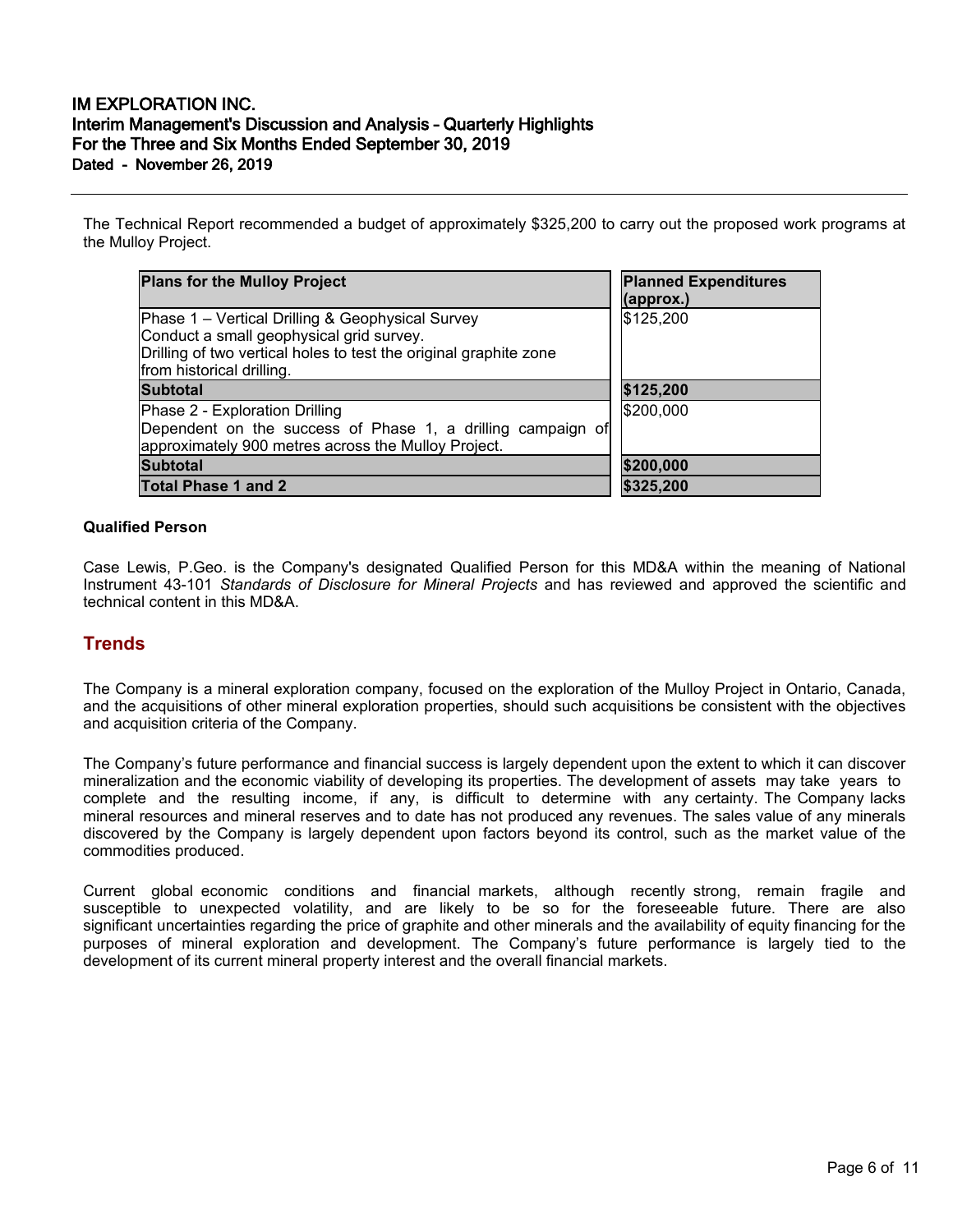The Technical Report recommended a budget of approximately $325,200 to carry out the proposed work programs at the Mulloy Project.

| Plans for the Mulloy Project | Planned Expenditures (approx.) |
|---|---|
| Phase 1 – Vertical Drilling & Geophysical Survey<br>Conduct a small geophysical grid survey.<br>Drilling of two vertical holes to test the original graphite zone from historical drilling. | $125,200 |
| **Subtotal** | **$125,200** |
| Phase 2 - Exploration Drilling<br>Dependent on the success of Phase 1, a drilling campaign of approximately 900 metres across the Mulloy Project. | $200,000 |
| **Subtotal** | **$200,000** |
| **Total Phase 1 and 2** | **$325,200** |

**Qualified Person**

Case Lewis, P.Geo. is the Company's designated Qualified Person for this MD&A within the meaning of National Instrument 43-101 *Standards of Disclosure for Mineral Projects* and has reviewed and approved the scientific and technical content in this MD&A.

## Trends

The Company is a mineral exploration company, focused on the exploration of the Mulloy Project in Ontario, Canada, and the acquisitions of other mineral exploration properties, should such acquisitions be consistent with the objectives and acquisition criteria of the Company.

The Company's future performance and financial success is largely dependent upon the extent to which it can discover mineralization and the economic viability of developing its properties. The development of assets may take years to complete and the resulting income, if any, is difficult to determine with any certainty. The Company lacks mineral resources and mineral reserves and to date has not produced any revenues. The sales value of any minerals discovered by the Company is largely dependent upon factors beyond its control, such as the market value of the commodities produced.

Current global economic conditions and financial markets, although recently strong, remain fragile and susceptible to unexpected volatility, and are likely to be so for the foreseeable future. There are also significant uncertainties regarding the price of graphite and other minerals and the availability of equity financing for the purposes of mineral exploration and development. The Company's future performance is largely tied to the development of its current mineral property interest and the overall financial markets.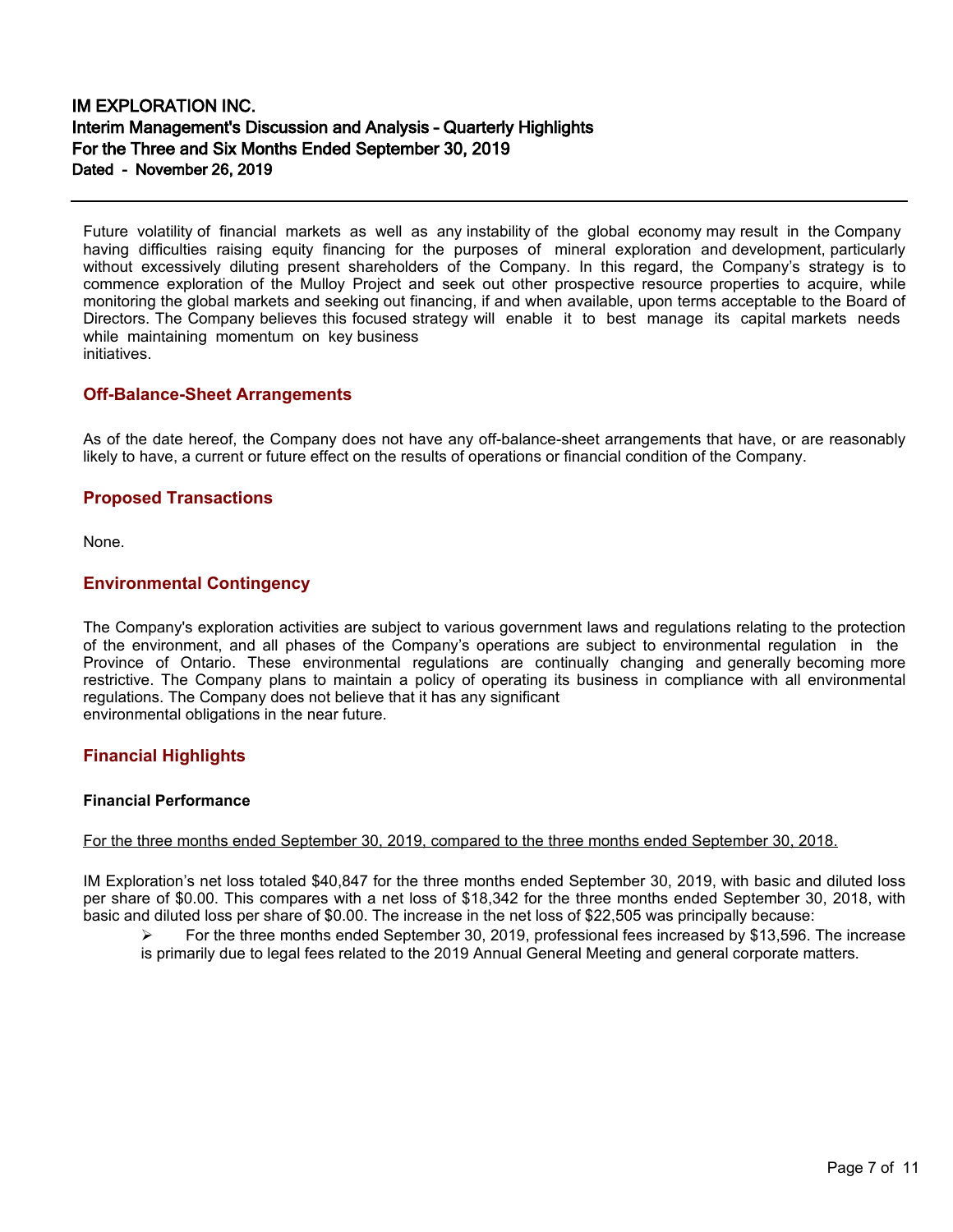Future volatility of financial markets as well as any instability of the global economy may result in the Company having difficulties raising equity financing for the purposes of mineral exploration and development, particularly without excessively diluting present shareholders of the Company. In this regard, the Company's strategy is to commence exploration of the Mulloy Project and seek out other prospective resource properties to acquire, while monitoring the global markets and seeking out financing, if and when available, upon terms acceptable to the Board of Directors. The Company believes this focused strategy will enable it to best manage its capital markets needs while maintaining momentum on key business initiatives.

## Off-Balance-Sheet Arrangements

As of the date hereof, the Company does not have any off-balance-sheet arrangements that have, or are reasonably likely to have, a current or future effect on the results of operations or financial condition of the Company.

## Proposed Transactions

None.

## Environmental Contingency

The Company's exploration activities are subject to various government laws and regulations relating to the protection of the environment, and all phases of the Company's operations are subject to environmental regulation in the Province of Ontario. These environmental regulations are continually changing and generally becoming more restrictive. The Company plans to maintain a policy of operating its business in compliance with all environmental regulations. The Company does not believe that it has any significant environmental obligations in the near future.

## Financial Highlights

### Financial Performance

For the three months ended September 30, 2019, compared to the three months ended September 30, 2018.

IM Exploration's net loss totaled $40,847 for the three months ended September 30, 2019, with basic and diluted loss per share of $0.00. This compares with a net loss of $18,342 for the three months ended September 30, 2018, with basic and diluted loss per share of $0.00. The increase in the net loss of $22,505 was principally because:

- For the three months ended September 30, 2019, professional fees increased by $13,596. The increase is primarily due to legal fees related to the 2019 Annual General Meeting and general corporate matters.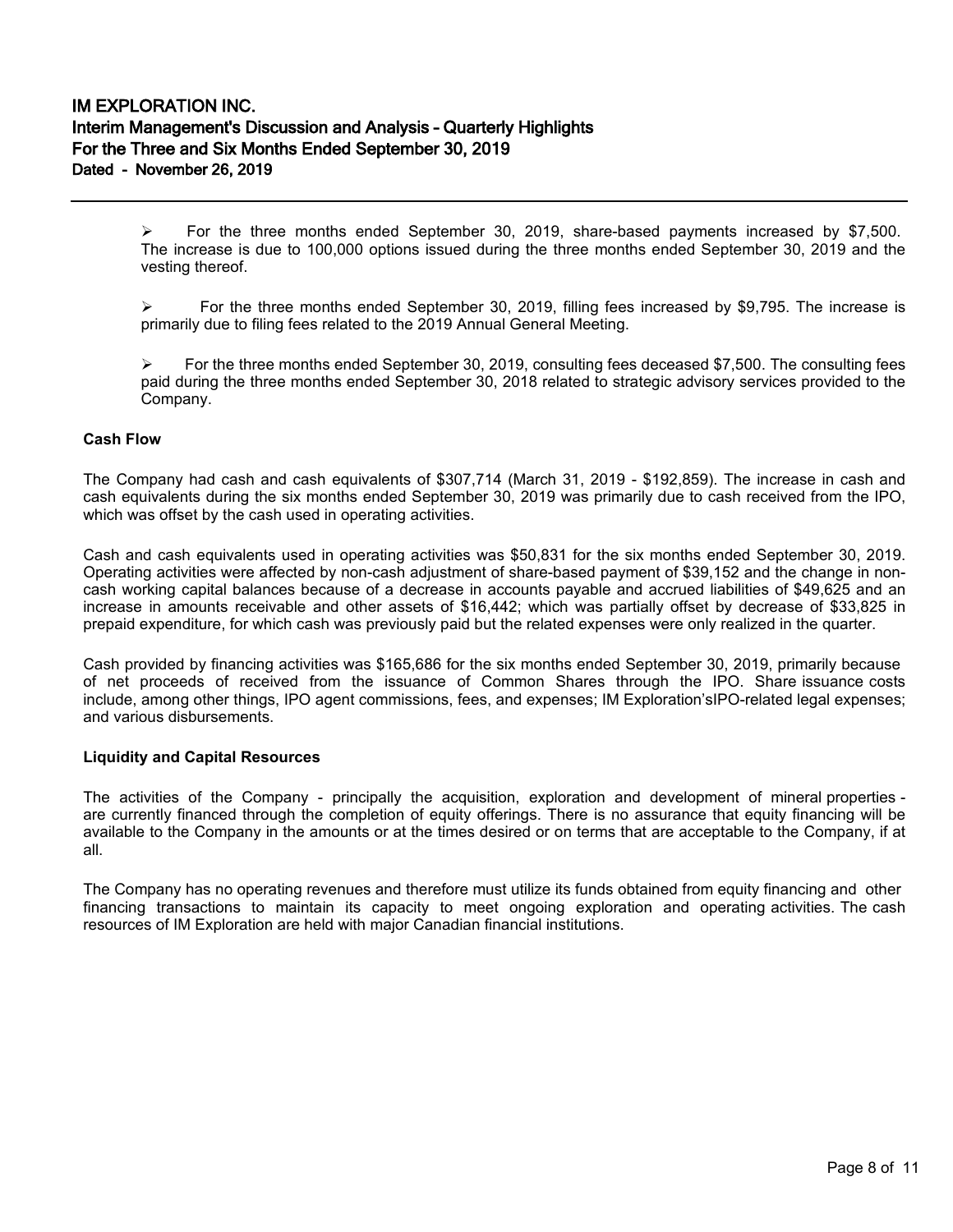- For the three months ended September 30, 2019, share-based payments increased by $7,500. The increase is due to 100,000 options issued during the three months ended September 30, 2019 and the vesting thereof.

- For the three months ended September 30, 2019, filling fees increased by $9,795. The increase is primarily due to filing fees related to the 2019 Annual General Meeting.

- For the three months ended September 30, 2019, consulting fees deceased $7,500. The consulting fees paid during the three months ended September 30, 2018 related to strategic advisory services provided to the Company.

**Cash Flow**

The Company had cash and cash equivalents of $307,714 (March 31, 2019 - $192,859). The increase in cash and cash equivalents during the six months ended September 30, 2019 was primarily due to cash received from the IPO, which was offset by the cash used in operating activities.

Cash and cash equivalents used in operating activities was $50,831 for the six months ended September 30, 2019. Operating activities were affected by non-cash adjustment of share-based payment of $39,152 and the change in non-cash working capital balances because of a decrease in accounts payable and accrued liabilities of $49,625 and an increase in amounts receivable and other assets of $16,442; which was partially offset by decrease of $33,825 in prepaid expenditure, for which cash was previously paid but the related expenses were only realized in the quarter.

Cash provided by financing activities was $165,686 for the six months ended September 30, 2019, primarily because of net proceeds of received from the issuance of Common Shares through the IPO. Share issuance costs include, among other things, IPO agent commissions, fees, and expenses; IM Exploration'sIPO-related legal expenses; and various disbursements.

**Liquidity and Capital Resources**

The activities of the Company - principally the acquisition, exploration and development of mineral properties - are currently financed through the completion of equity offerings. There is no assurance that equity financing will be available to the Company in the amounts or at the times desired or on terms that are acceptable to the Company, if at all.

The Company has no operating revenues and therefore must utilize its funds obtained from equity financing and other financing transactions to maintain its capacity to meet ongoing exploration and operating activities. The cash resources of IM Exploration are held with major Canadian financial institutions.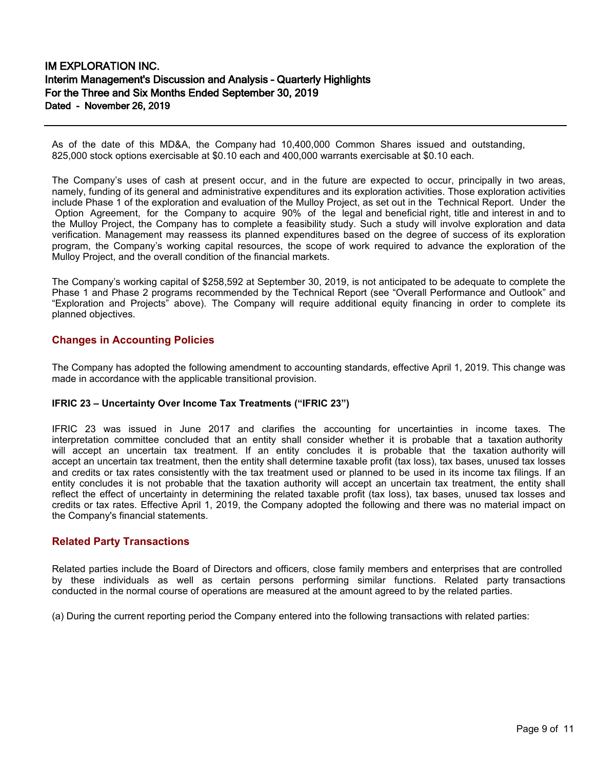As of the date of this MD&A, the Company had 10,400,000 Common Shares issued and outstanding, 825,000 stock options exercisable at $0.10 each and 400,000 warrants exercisable at $0.10 each.

The Company's uses of cash at present occur, and in the future are expected to occur, principally in two areas, namely, funding of its general and administrative expenditures and its exploration activities. Those exploration activities include Phase 1 of the exploration and evaluation of the Mulloy Project, as set out in the Technical Report. Under the Option Agreement, for the Company to acquire 90% of the legal and beneficial right, title and interest in and to the Mulloy Project, the Company has to complete a feasibility study. Such a study will involve exploration and data verification. Management may reassess its planned expenditures based on the degree of success of its exploration program, the Company's working capital resources, the scope of work required to advance the exploration of the Mulloy Project, and the overall condition of the financial markets.

The Company's working capital of $258,592 at September 30, 2019, is not anticipated to be adequate to complete the Phase 1 and Phase 2 programs recommended by the Technical Report (see "Overall Performance and Outlook" and "Exploration and Projects" above). The Company will require additional equity financing in order to complete its planned objectives.

## Changes in Accounting Policies

The Company has adopted the following amendment to accounting standards, effective April 1, 2019. This change was made in accordance with the applicable transitional provision.

**IFRIC 23 – Uncertainty Over Income Tax Treatments ("IFRIC 23")**

IFRIC 23 was issued in June 2017 and clarifies the accounting for uncertainties in income taxes. The interpretation committee concluded that an entity shall consider whether it is probable that a taxation authority will accept an uncertain tax treatment. If an entity concludes it is probable that the taxation authority will accept an uncertain tax treatment, then the entity shall determine taxable profit (tax loss), tax bases, unused tax losses and credits or tax rates consistently with the tax treatment used or planned to be used in its income tax filings. If an entity concludes it is not probable that the taxation authority will accept an uncertain tax treatment, the entity shall reflect the effect of uncertainty in determining the related taxable profit (tax loss), tax bases, unused tax losses and credits or tax rates. Effective April 1, 2019, the Company adopted the following and there was no material impact on the Company's financial statements.

## Related Party Transactions

Related parties include the Board of Directors and officers, close family members and enterprises that are controlled by these individuals as well as certain persons performing similar functions. Related party transactions conducted in the normal course of operations are measured at the amount agreed to by the related parties.

(a) During the current reporting period the Company entered into the following transactions with related parties: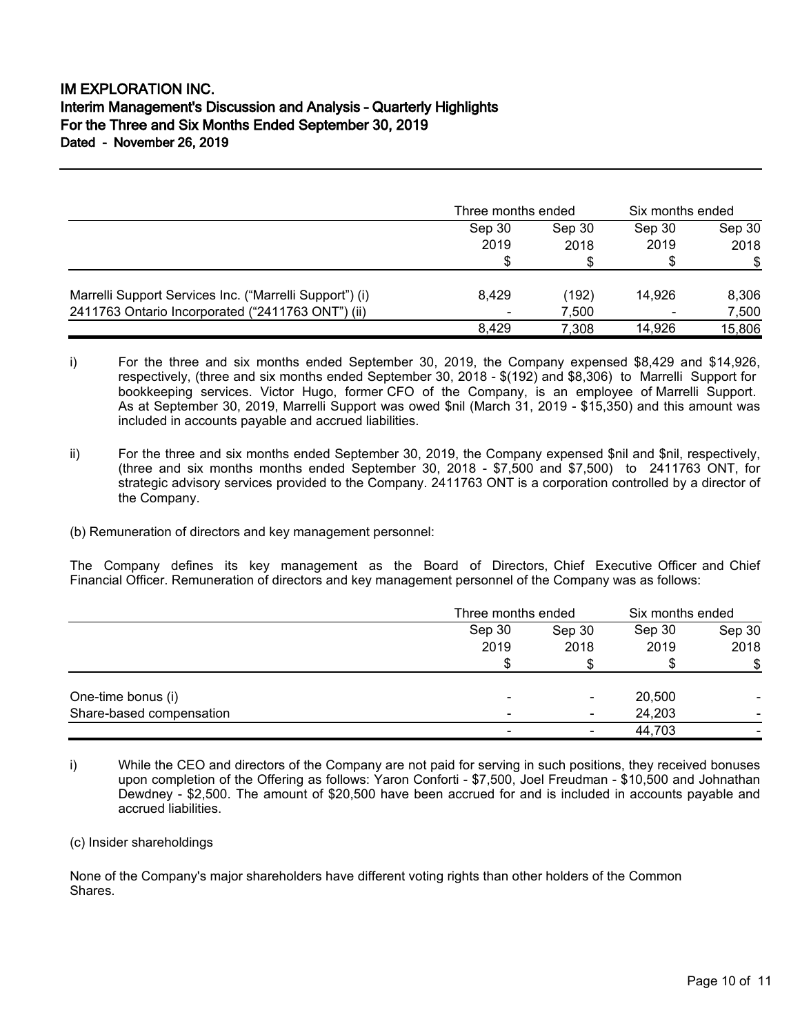| | Three months ended | | Six months ended | |
|---|---|---|---|---|
| | Sep 30 2019 | Sep 30 2018 | Sep 30 2019 | Sep 30 2018 |
| | $ | $ | $ | $ |
| Marrelli Support Services Inc. ("Marrelli Support") (i) | 8,429 | (192) | 14,926 | 8,306 |
| 2411763 Ontario Incorporated ("2411763 ONT") (ii) | - | 7,500 | - | 7,500 |
| | 8,429 | 7,308 | 14,926 | 15,806 |

i) For the three and six months ended September 30, 2019, the Company expensed $8,429 and $14,926, respectively, (three and six months ended September 30, 2018 - $(192) and $8,306) to Marrelli Support for bookkeeping services. Victor Hugo, former CFO of the Company, is an employee of Marrelli Support. As at September 30, 2019, Marrelli Support was owed $nil (March 31, 2019 - $15,350) and this amount was included in accounts payable and accrued liabilities.

ii) For the three and six months ended September 30, 2019, the Company expensed $nil and $nil, respectively, (three and six months months ended September 30, 2018 - $7,500 and $7,500) to 2411763 ONT, for strategic advisory services provided to the Company. 2411763 ONT is a corporation controlled by a director of the Company.

(b) Remuneration of directors and key management personnel:

The Company defines its key management as the Board of Directors, Chief Executive Officer and Chief Financial Officer. Remuneration of directors and key management personnel of the Company was as follows:

| | Three months ended | | Six months ended | |
|---|---|---|---|---|
| | Sep 30 2019 | Sep 30 2018 | Sep 30 2019 | Sep 30 2018 |
| | $ | $ | $ | $ |
| One-time bonus (i) | - | - | 20,500 | - |
| Share-based compensation | - | - | 24,203 | - |
| | - | - | 44,703 | - |

i) While the CEO and directors of the Company are not paid for serving in such positions, they received bonuses upon completion of the Offering as follows: Yaron Conforti - $7,500, Joel Freudman - $10,500 and Johnathan Dewdney - $2,500. The amount of $20,500 have been accrued for and is included in accounts payable and accrued liabilities.

(c) Insider shareholdings

None of the Company's major shareholders have different voting rights than other holders of the Common Shares.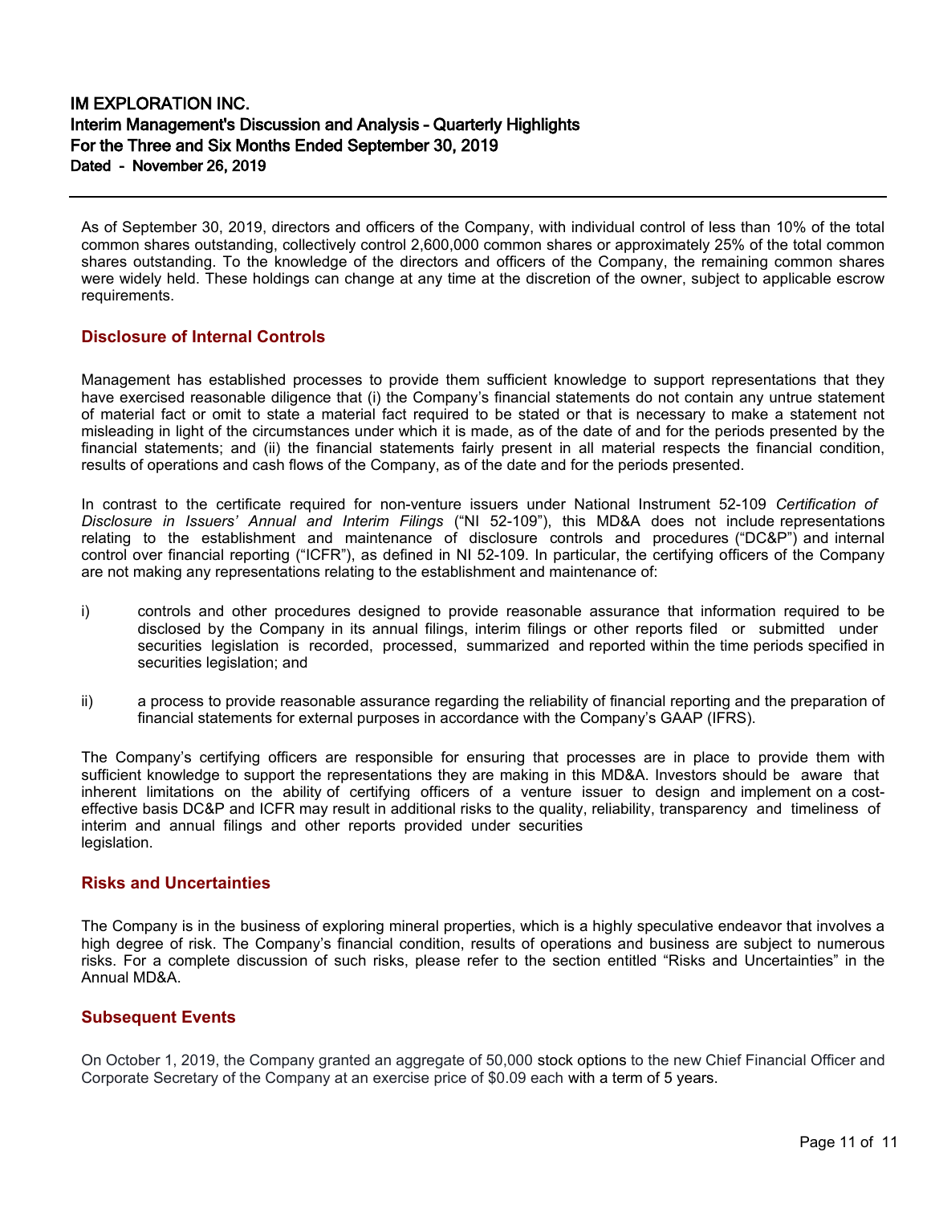As of September 30, 2019, directors and officers of the Company, with individual control of less than 10% of the total common shares outstanding, collectively control 2,600,000 common shares or approximately 25% of the total common shares outstanding. To the knowledge of the directors and officers of the Company, the remaining common shares were widely held. These holdings can change at any time at the discretion of the owner, subject to applicable escrow requirements.

## Disclosure of Internal Controls

Management has established processes to provide them sufficient knowledge to support representations that they have exercised reasonable diligence that (i) the Company's financial statements do not contain any untrue statement of material fact or omit to state a material fact required to be stated or that is necessary to make a statement not misleading in light of the circumstances under which it is made, as of the date of and for the periods presented by the financial statements; and (ii) the financial statements fairly present in all material respects the financial condition, results of operations and cash flows of the Company, as of the date and for the periods presented.

In contrast to the certificate required for non-venture issuers under National Instrument 52-109 *Certification of Disclosure in Issuers' Annual and Interim Filings* ("NI 52-109"), this MD&A does not include representations relating to the establishment and maintenance of disclosure controls and procedures ("DC&P") and internal control over financial reporting ("ICFR"), as defined in NI 52-109. In particular, the certifying officers of the Company are not making any representations relating to the establishment and maintenance of:

i) controls and other procedures designed to provide reasonable assurance that information required to be disclosed by the Company in its annual filings, interim filings or other reports filed or submitted under securities legislation is recorded, processed, summarized and reported within the time periods specified in securities legislation; and

ii) a process to provide reasonable assurance regarding the reliability of financial reporting and the preparation of financial statements for external purposes in accordance with the Company's GAAP (IFRS).

The Company's certifying officers are responsible for ensuring that processes are in place to provide them with sufficient knowledge to support the representations they are making in this MD&A. Investors should be aware that inherent limitations on the ability of certifying officers of a venture issuer to design and implement on a cost-effective basis DC&P and ICFR may result in additional risks to the quality, reliability, transparency and timeliness of interim and annual filings and other reports provided under securities legislation.

## Risks and Uncertainties

The Company is in the business of exploring mineral properties, which is a highly speculative endeavor that involves a high degree of risk. The Company's financial condition, results of operations and business are subject to numerous risks. For a complete discussion of such risks, please refer to the section entitled "Risks and Uncertainties" in the Annual MD&A.

## Subsequent Events

On October 1, 2019, the Company granted an aggregate of 50,000 stock options to the new Chief Financial Officer and Corporate Secretary of the Company at an exercise price of $0.09 each with a term of 5 years.